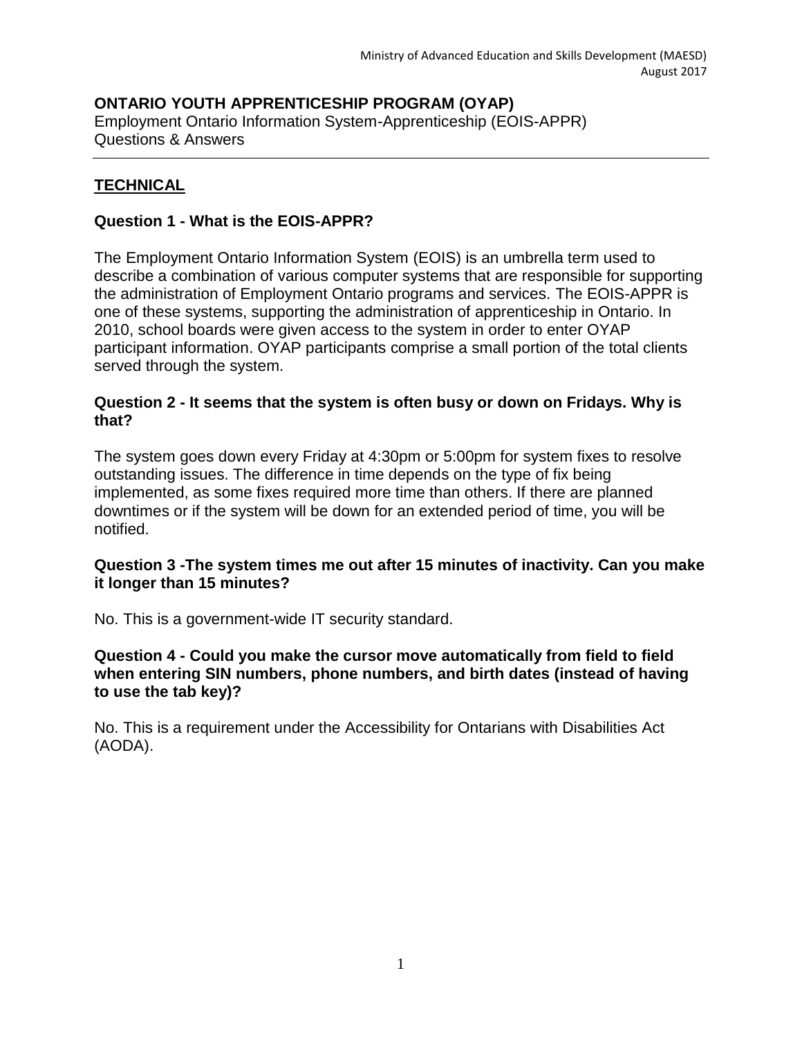Ministry of Advanced Education and Skills Development (MAESD)
August 2017

**ONTARIO YOUTH APPRENTICESHIP PROGRAM (OYAP)**
Employment Ontario Information System-Apprenticeship (EOIS-APPR)
Questions & Answers

---

## TECHNICAL

### Question 1 - What is the EOIS-APPR?

The Employment Ontario Information System (EOIS) is an umbrella term used to describe a combination of various computer systems that are responsible for supporting the administration of Employment Ontario programs and services. The EOIS-APPR is one of these systems, supporting the administration of apprenticeship in Ontario. In 2010, school boards were given access to the system in order to enter OYAP participant information. OYAP participants comprise a small portion of the total clients served through the system.

### Question 2 - It seems that the system is often busy or down on Fridays. Why is that?

The system goes down every Friday at 4:30pm or 5:00pm for system fixes to resolve outstanding issues. The difference in time depends on the type of fix being implemented, as some fixes required more time than others. If there are planned downtimes or if the system will be down for an extended period of time, you will be notified.

### Question 3 -The system times me out after 15 minutes of inactivity. Can you make it longer than 15 minutes?

No. This is a government-wide IT security standard.

### Question 4 - Could you make the cursor move automatically from field to field when entering SIN numbers, phone numbers, and birth dates (instead of having to use the tab key)?

No. This is a requirement under the Accessibility for Ontarians with Disabilities Act (AODA).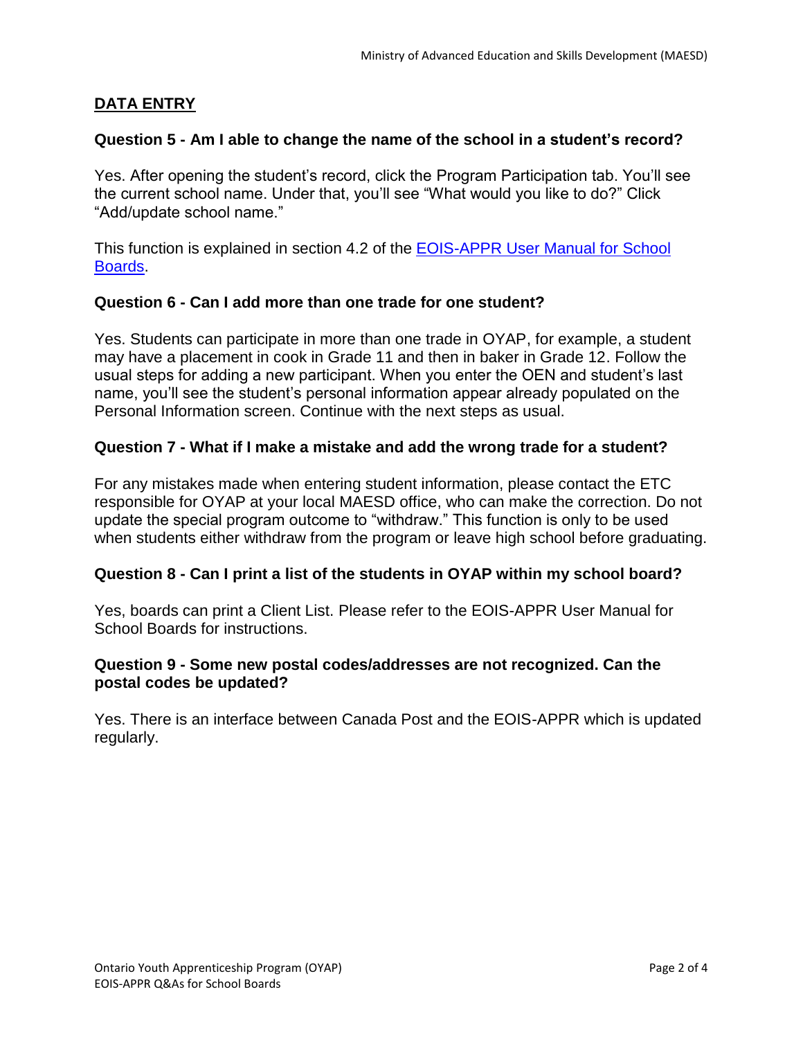## DATA ENTRY

### Question 5 - Am I able to change the name of the school in a student's record?

Yes. After opening the student's record, click the Program Participation tab. You'll see the current school name. Under that, you'll see "What would you like to do?" Click "Add/update school name."

This function is explained in section 4.2 of the EOIS-APPR User Manual for School Boards.

### Question 6 - Can I add more than one trade for one student?

Yes. Students can participate in more than one trade in OYAP, for example, a student may have a placement in cook in Grade 11 and then in baker in Grade 12. Follow the usual steps for adding a new participant. When you enter the OEN and student's last name, you'll see the student's personal information appear already populated on the Personal Information screen. Continue with the next steps as usual.

### Question 7 - What if I make a mistake and add the wrong trade for a student?

For any mistakes made when entering student information, please contact the ETC responsible for OYAP at your local MAESD office, who can make the correction. Do not update the special program outcome to "withdraw." This function is only to be used when students either withdraw from the program or leave high school before graduating.

### Question 8 - Can I print a list of the students in OYAP within my school board?

Yes, boards can print a Client List. Please refer to the EOIS-APPR User Manual for School Boards for instructions.

### Question 9 - Some new postal codes/addresses are not recognized. Can the postal codes be updated?

Yes. There is an interface between Canada Post and the EOIS-APPR which is updated regularly.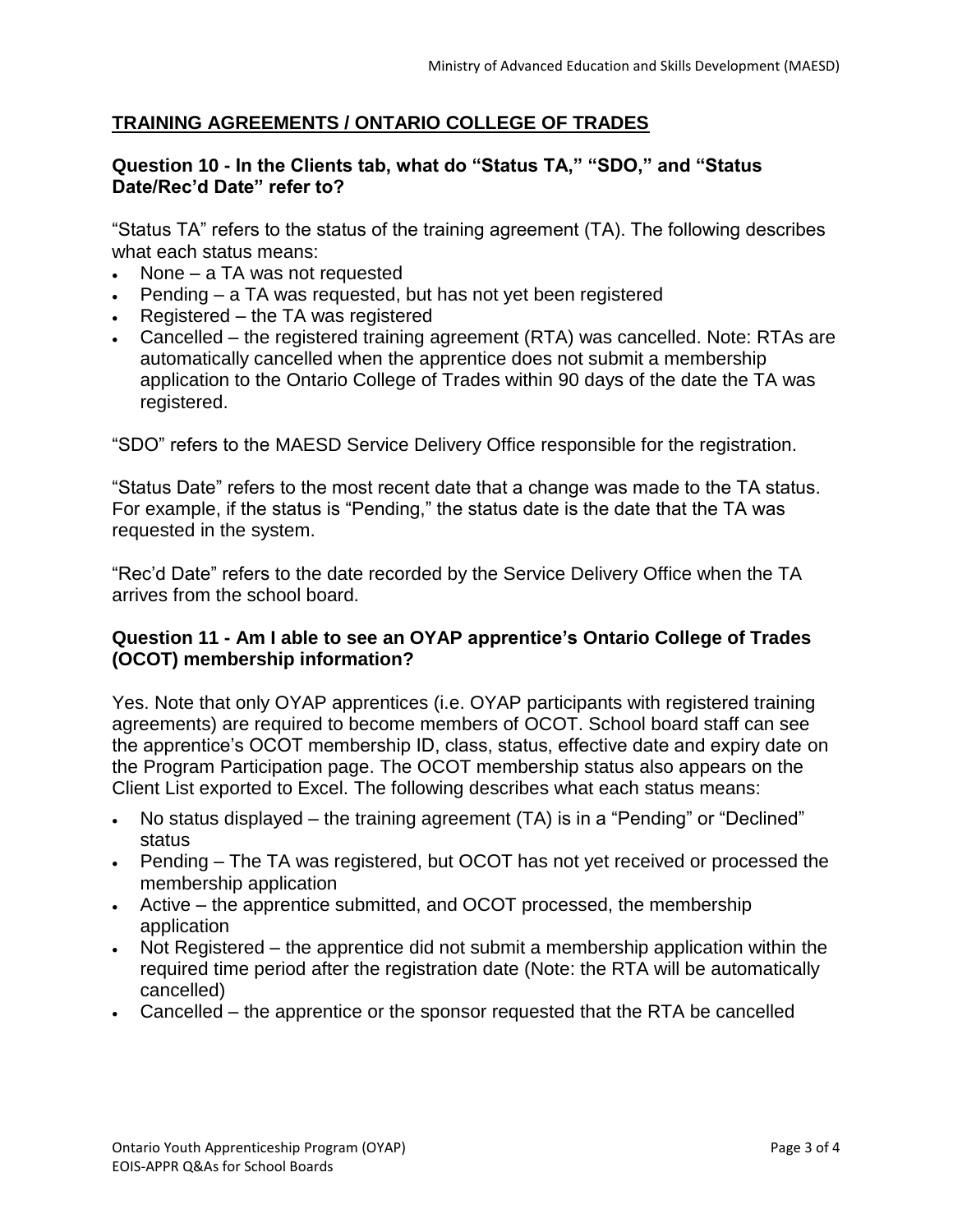## TRAINING AGREEMENTS / ONTARIO COLLEGE OF TRADES

### Question 10 - In the Clients tab, what do "Status TA," "SDO," and "Status Date/Rec'd Date" refer to?

"Status TA" refers to the status of the training agreement (TA). The following describes what each status means:

- None – a TA was not requested
- Pending – a TA was requested, but has not yet been registered
- Registered – the TA was registered
- Cancelled – the registered training agreement (RTA) was cancelled. Note: RTAs are automatically cancelled when the apprentice does not submit a membership application to the Ontario College of Trades within 90 days of the date the TA was registered.

"SDO" refers to the MAESD Service Delivery Office responsible for the registration.

"Status Date" refers to the most recent date that a change was made to the TA status. For example, if the status is "Pending," the status date is the date that the TA was requested in the system.

"Rec'd Date" refers to the date recorded by the Service Delivery Office when the TA arrives from the school board.

### Question 11 - Am I able to see an OYAP apprentice's Ontario College of Trades (OCOT) membership information?

Yes. Note that only OYAP apprentices (i.e. OYAP participants with registered training agreements) are required to become members of OCOT. School board staff can see the apprentice's OCOT membership ID, class, status, effective date and expiry date on the Program Participation page. The OCOT membership status also appears on the Client List exported to Excel. The following describes what each status means:

- No status displayed – the training agreement (TA) is in a "Pending" or "Declined" status
- Pending – The TA was registered, but OCOT has not yet received or processed the membership application
- Active – the apprentice submitted, and OCOT processed, the membership application
- Not Registered – the apprentice did not submit a membership application within the required time period after the registration date (Note: the RTA will be automatically cancelled)
- Cancelled – the apprentice or the sponsor requested that the RTA be cancelled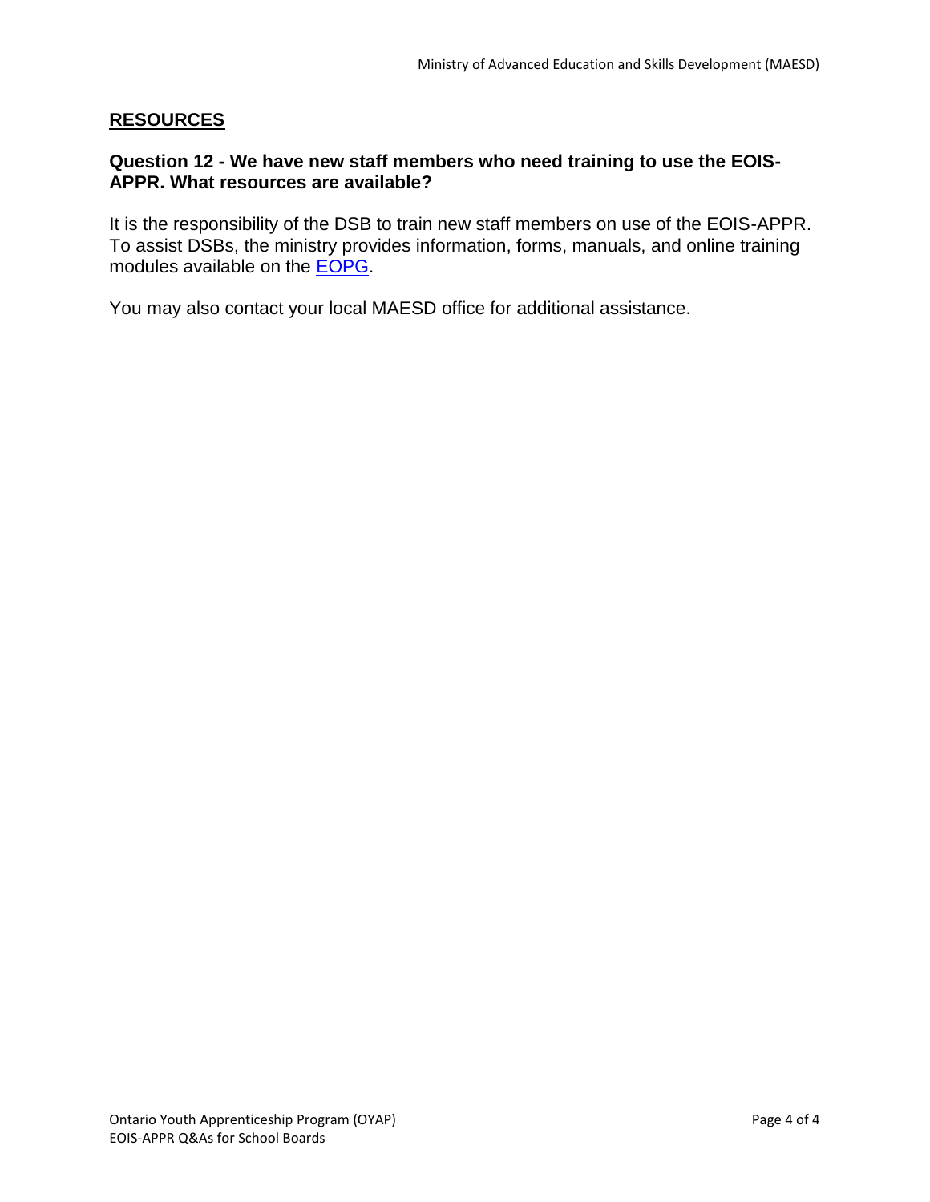## RESOURCES

### Question 12 - We have new staff members who need training to use the EOIS-APPR. What resources are available?

It is the responsibility of the DSB to train new staff members on use of the EOIS-APPR. To assist DSBs, the ministry provides information, forms, manuals, and online training modules available on the EOPG.

You may also contact your local MAESD office for additional assistance.